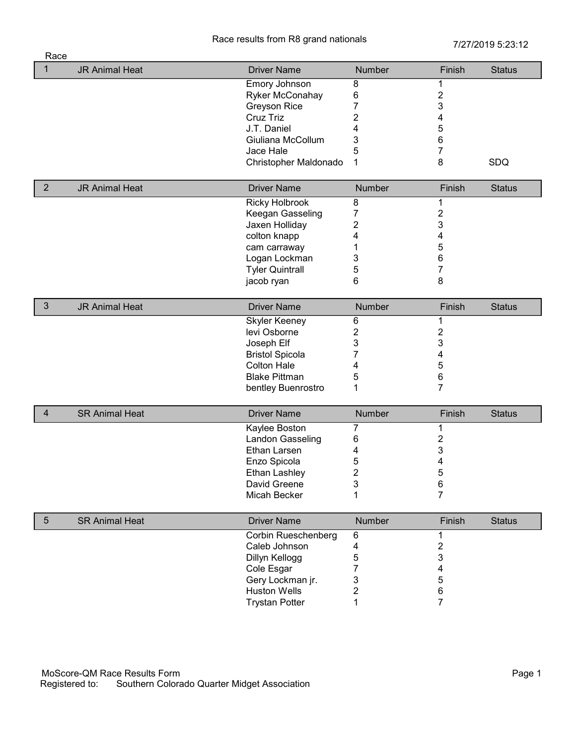Race results from R8 grand nationals

7/27/2019 5:23:12

| Race | | Driver Name | Number | Finish | Status |
|---|---|---|---|---|---|
| 1 | JR Animal Heat | Driver Name | Number | Finish | Status |
| | | Emory Johnson | 8 | 1 | |
| | | Ryker McConahay | 6 | 2 | |
| | | Greyson Rice | 7 | 3 | |
| | | Cruz Triz | 2 | 4 | |
| | | J.T. Daniel | 4 | 5 | |
| | | Giuliana McCollum | 3 | 6 | |
| | | Jace Hale | 5 | 7 | |
| | | Christopher Maldonado | 1 | 8 | SDQ |
| 2 | JR Animal Heat | Driver Name | Number | Finish | Status |
| | | Ricky Holbrook | 8 | 1 | |
| | | Keegan Gasseling | 7 | 2 | |
| | | Jaxen Holliday | 2 | 3 | |
| | | colton knapp | 4 | 4 | |
| | | cam carraway | 1 | 5 | |
| | | Logan Lockman | 3 | 6 | |
| | | Tyler Quintrall | 5 | 7 | |
| | | jacob ryan | 6 | 8 | |
| 3 | JR Animal Heat | Driver Name | Number | Finish | Status |
| | | Skyler Keeney | 6 | 1 | |
| | | levi Osborne | 2 | 2 | |
| | | Joseph Elf | 3 | 3 | |
| | | Bristol Spicola | 7 | 4 | |
| | | Colton Hale | 4 | 5 | |
| | | Blake Pittman | 5 | 6 | |
| | | bentley Buenrostro | 1 | 7 | |
| 4 | SR Animal Heat | Driver Name | Number | Finish | Status |
| | | Kaylee Boston | 7 | 1 | |
| | | Landon Gasseling | 6 | 2 | |
| | | Ethan Larsen | 4 | 3 | |
| | | Enzo Spicola | 5 | 4 | |
| | | Ethan Lashley | 2 | 5 | |
| | | David Greene | 3 | 6 | |
| | | Micah Becker | 1 | 7 | |
| 5 | SR Animal Heat | Driver Name | Number | Finish | Status |
| | | Corbin Rueschenberg | 6 | 1 | |
| | | Caleb Johnson | 4 | 2 | |
| | | Dillyn Kellogg | 5 | 3 | |
| | | Cole Esgar | 7 | 4 | |
| | | Gery Lockman jr. | 3 | 5 | |
| | | Huston Wells | 2 | 6 | |
| | | Trystan Potter | 1 | 7 | |

MoScore-QM Race Results Form
Registered to: Southern Colorado Quarter Midget Association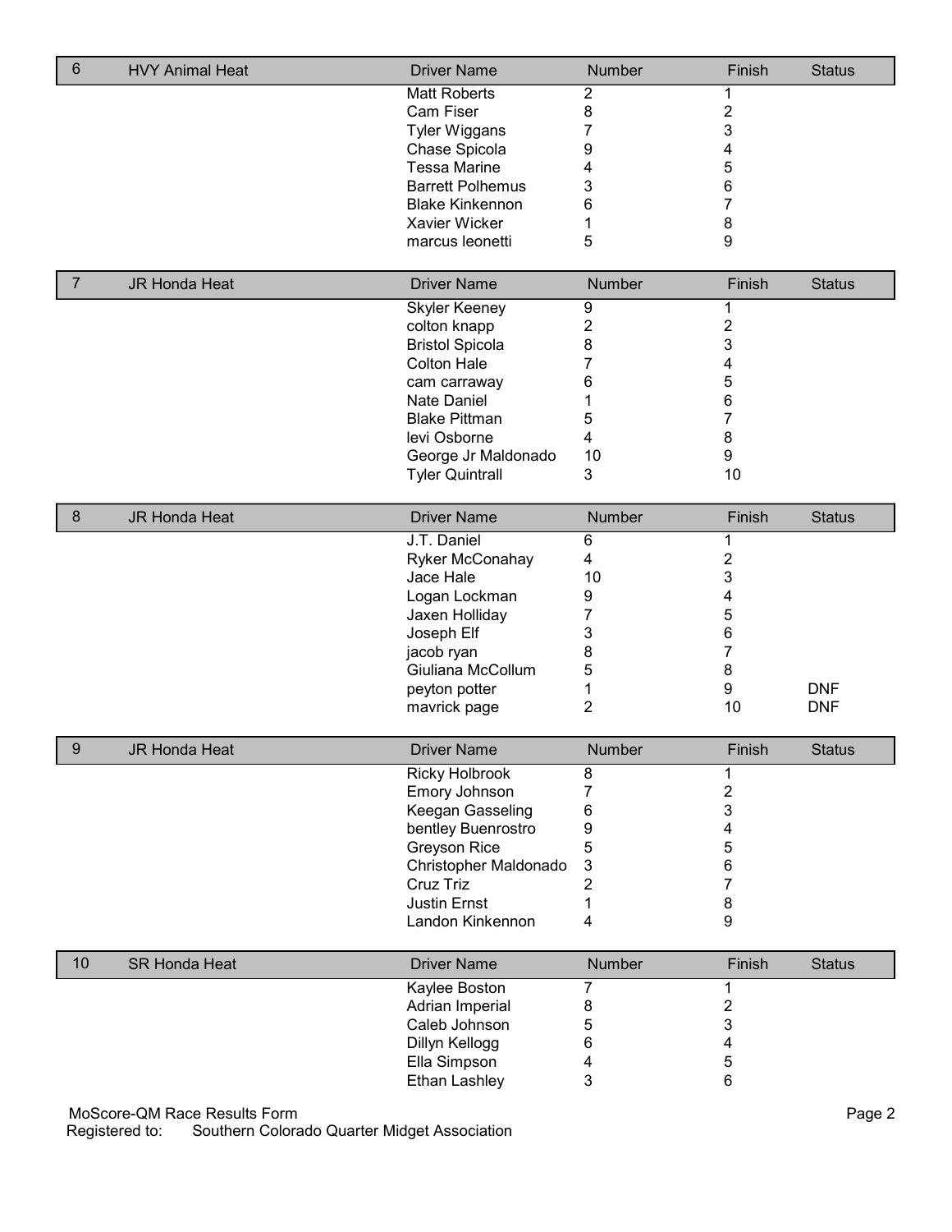| 6 | HVY Animal Heat | Driver Name | Number | Finish | Status |
|---|---|---|---|---|---|
| | | Matt Roberts | 2 | 1 | |
| | | Cam Fiser | 8 | 2 | |
| | | Tyler Wiggans | 7 | 3 | |
| | | Chase Spicola | 9 | 4 | |
| | | Tessa Marine | 4 | 5 | |
| | | Barrett Polhemus | 3 | 6 | |
| | | Blake Kinkennon | 6 | 7 | |
| | | Xavier Wicker | 1 | 8 | |
| | | marcus leonetti | 5 | 9 | |

| 7 | JR Honda Heat | Driver Name | Number | Finish | Status |
|---|---|---|---|---|---|
| | | Skyler Keeney | 9 | 1 | |
| | | colton knapp | 2 | 2 | |
| | | Bristol Spicola | 8 | 3 | |
| | | Colton Hale | 7 | 4 | |
| | | cam carraway | 6 | 5 | |
| | | Nate Daniel | 1 | 6 | |
| | | Blake Pittman | 5 | 7 | |
| | | levi Osborne | 4 | 8 | |
| | | George Jr Maldonado | 10 | 9 | |
| | | Tyler Quintrall | 3 | 10 | |

| 8 | JR Honda Heat | Driver Name | Number | Finish | Status |
|---|---|---|---|---|---|
| | | J.T. Daniel | 6 | 1 | |
| | | Ryker McConahay | 4 | 2 | |
| | | Jace Hale | 10 | 3 | |
| | | Logan Lockman | 9 | 4 | |
| | | Jaxen Holliday | 7 | 5 | |
| | | Joseph Elf | 3 | 6 | |
| | | jacob ryan | 8 | 7 | |
| | | Giuliana McCollum | 5 | 8 | |
| | | peyton potter | 1 | 9 | DNF |
| | | mavrick page | 2 | 10 | DNF |

| 9 | JR Honda Heat | Driver Name | Number | Finish | Status |
|---|---|---|---|---|---|
| | | Ricky Holbrook | 8 | 1 | |
| | | Emory Johnson | 7 | 2 | |
| | | Keegan Gasseling | 6 | 3 | |
| | | bentley Buenrostro | 9 | 4 | |
| | | Greyson Rice | 5 | 5 | |
| | | Christopher Maldonado | 3 | 6 | |
| | | Cruz Triz | 2 | 7 | |
| | | Justin Ernst | 1 | 8 | |
| | | Landon Kinkennon | 4 | 9 | |

| 10 | SR Honda Heat | Driver Name | Number | Finish | Status |
|---|---|---|---|---|---|
| | | Kaylee Boston | 7 | 1 | |
| | | Adrian Imperial | 8 | 2 | |
| | | Caleb Johnson | 5 | 3 | |
| | | Dillyn Kellogg | 6 | 4 | |
| | | Ella Simpson | 4 | 5 | |
| | | Ethan Lashley | 3 | 6 | |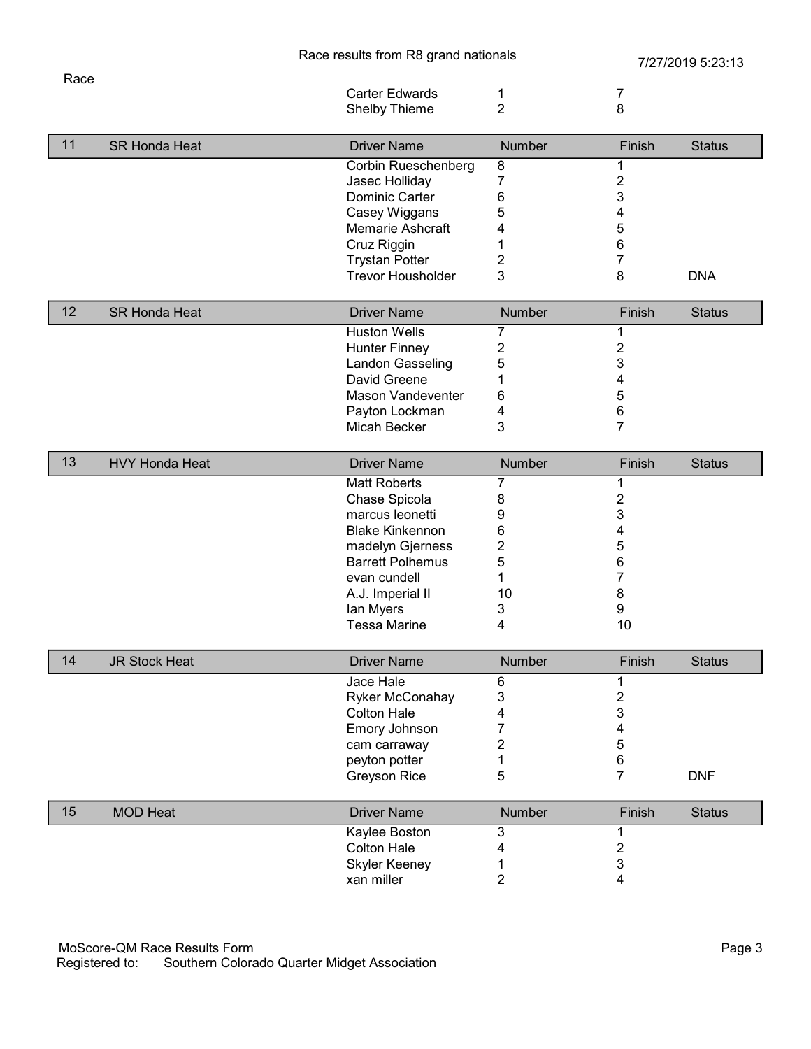Race results from R8 grand nationals

7/27/2019 5:23:13

| Race | | Driver Name | Number | Finish | Status |
|---|---|---|---|---|---|
| | | Carter Edwards | 1 | 7 | |
| | | Shelby Thieme | 2 | 8 | |

| 11 | SR Honda Heat | Driver Name | Number | Finish | Status |
|---|---|---|---|---|---|
| | | Corbin Rueschenberg | 8 | 1 | |
| | | Jasec Holliday | 7 | 2 | |
| | | Dominic Carter | 6 | 3 | |
| | | Casey Wiggans | 5 | 4 | |
| | | Memarie Ashcraft | 4 | 5 | |
| | | Cruz Riggin | 1 | 6 | |
| | | Trystan Potter | 2 | 7 | |
| | | Trevor Housholder | 3 | 8 | DNA |

| 12 | SR Honda Heat | Driver Name | Number | Finish | Status |
|---|---|---|---|---|---|
| | | Huston Wells | 7 | 1 | |
| | | Hunter Finney | 2 | 2 | |
| | | Landon Gasseling | 5 | 3 | |
| | | David Greene | 1 | 4 | |
| | | Mason Vandeventer | 6 | 5 | |
| | | Payton Lockman | 4 | 6 | |
| | | Micah Becker | 3 | 7 | |

| 13 | HVY Honda Heat | Driver Name | Number | Finish | Status |
|---|---|---|---|---|---|
| | | Matt Roberts | 7 | 1 | |
| | | Chase Spicola | 8 | 2 | |
| | | marcus leonetti | 9 | 3 | |
| | | Blake Kinkennon | 6 | 4 | |
| | | madelyn Gjerness | 2 | 5 | |
| | | Barrett Polhemus | 5 | 6 | |
| | | evan cundell | 1 | 7 | |
| | | A.J. Imperial II | 10 | 8 | |
| | | Ian Myers | 3 | 9 | |
| | | Tessa Marine | 4 | 10 | |

| 14 | JR Stock Heat | Driver Name | Number | Finish | Status |
|---|---|---|---|---|---|
| | | Jace Hale | 6 | 1 | |
| | | Ryker McConahay | 3 | 2 | |
| | | Colton Hale | 4 | 3 | |
| | | Emory Johnson | 7 | 4 | |
| | | cam carraway | 2 | 5 | |
| | | peyton potter | 1 | 6 | |
| | | Greyson Rice | 5 | 7 | DNF |

| 15 | MOD Heat | Driver Name | Number | Finish | Status |
|---|---|---|---|---|---|
| | | Kaylee Boston | 3 | 1 | |
| | | Colton Hale | 4 | 2 | |
| | | Skyler Keeney | 1 | 3 | |
| | | xan miller | 2 | 4 | |

MoScore-QM Race Results Form
Registered to: Southern Colorado Quarter Midget Association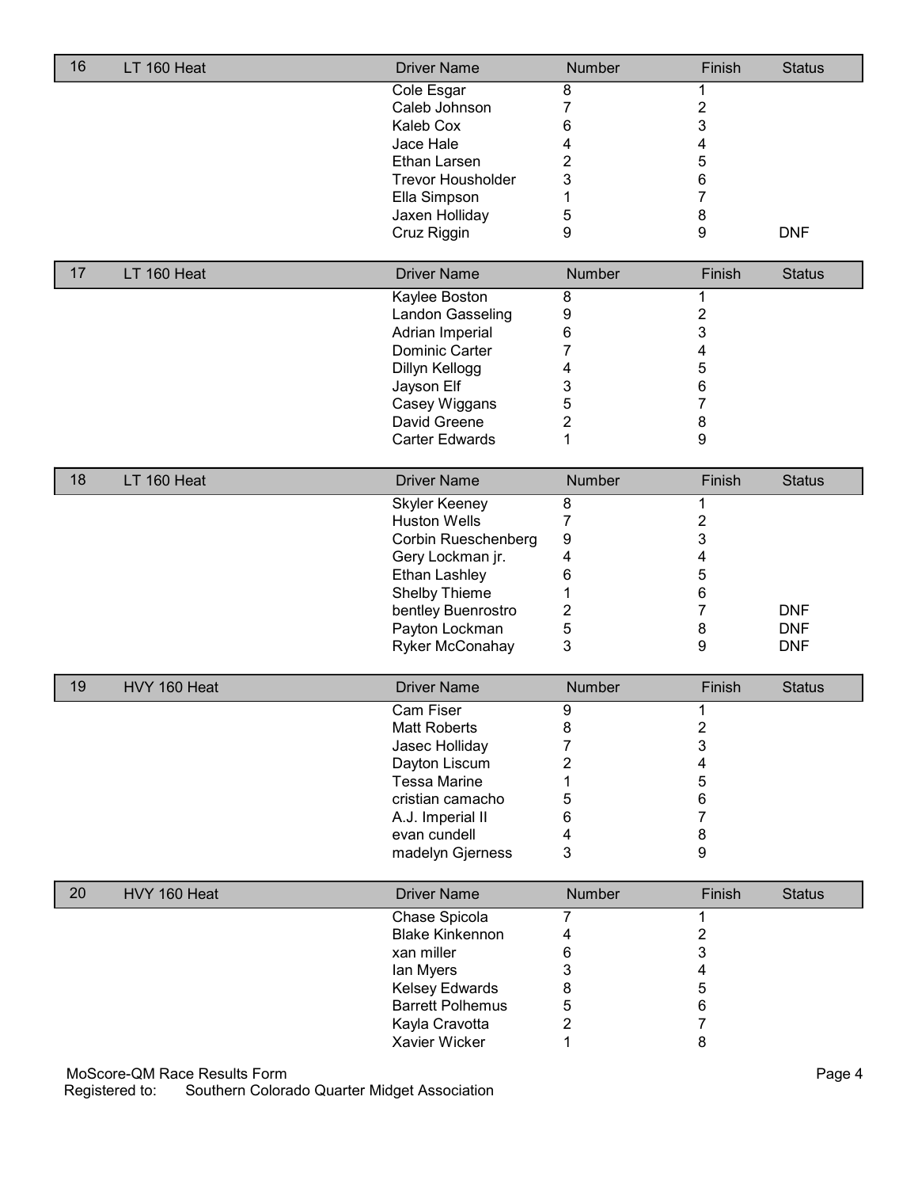| 16 | LT 160 Heat | Driver Name | Number | Finish | Status |
|---|---|---|---|---|---|
| | | Cole Esgar | 8 | 1 | |
| | | Caleb Johnson | 7 | 2 | |
| | | Kaleb Cox | 6 | 3 | |
| | | Jace Hale | 4 | 4 | |
| | | Ethan Larsen | 2 | 5 | |
| | | Trevor Housholder | 3 | 6 | |
| | | Ella Simpson | 1 | 7 | |
| | | Jaxen Holliday | 5 | 8 | |
| | | Cruz Riggin | 9 | 9 | DNF |

| 17 | LT 160 Heat | Driver Name | Number | Finish | Status |
|---|---|---|---|---|---|
| | | Kaylee Boston | 8 | 1 | |
| | | Landon Gasseling | 9 | 2 | |
| | | Adrian Imperial | 6 | 3 | |
| | | Dominic Carter | 7 | 4 | |
| | | Dillyn Kellogg | 4 | 5 | |
| | | Jayson Elf | 3 | 6 | |
| | | Casey Wiggans | 5 | 7 | |
| | | David Greene | 2 | 8 | |
| | | Carter Edwards | 1 | 9 | |

| 18 | LT 160 Heat | Driver Name | Number | Finish | Status |
|---|---|---|---|---|---|
| | | Skyler Keeney | 8 | 1 | |
| | | Huston Wells | 7 | 2 | |
| | | Corbin Rueschenberg | 9 | 3 | |
| | | Gery Lockman jr. | 4 | 4 | |
| | | Ethan Lashley | 6 | 5 | |
| | | Shelby Thieme | 1 | 6 | |
| | | bentley Buenrostro | 2 | 7 | DNF |
| | | Payton Lockman | 5 | 8 | DNF |
| | | Ryker McConahay | 3 | 9 | DNF |

| 19 | HVY 160 Heat | Driver Name | Number | Finish | Status |
|---|---|---|---|---|---|
| | | Cam Fiser | 9 | 1 | |
| | | Matt Roberts | 8 | 2 | |
| | | Jasec Holliday | 7 | 3 | |
| | | Dayton Liscum | 2 | 4 | |
| | | Tessa Marine | 1 | 5 | |
| | | cristian camacho | 5 | 6 | |
| | | A.J. Imperial II | 6 | 7 | |
| | | evan cundell | 4 | 8 | |
| | | madelyn Gjerness | 3 | 9 | |

| 20 | HVY 160 Heat | Driver Name | Number | Finish | Status |
|---|---|---|---|---|---|
| | | Chase Spicola | 7 | 1 | |
| | | Blake Kinkennon | 4 | 2 | |
| | | xan miller | 6 | 3 | |
| | | Ian Myers | 3 | 4 | |
| | | Kelsey Edwards | 8 | 5 | |
| | | Barrett Polhemus | 5 | 6 | |
| | | Kayla Cravotta | 2 | 7 | |
| | | Xavier Wicker | 1 | 8 | |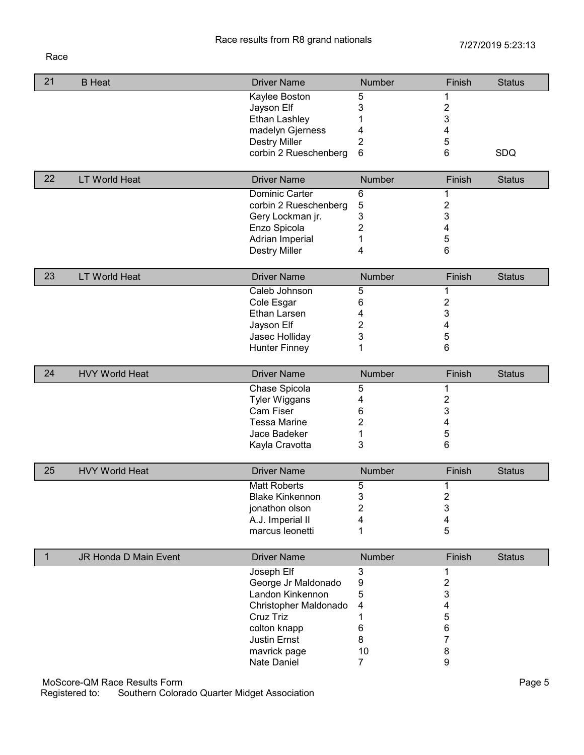Race results from R8 grand nationals

7/27/2019 5:23:13

Race

| 21 | B Heat | Driver Name | Number | Finish | Status |
|---|---|---|---|---|---|
| | | Kaylee Boston | 5 | 1 | |
| | | Jayson Elf | 3 | 2 | |
| | | Ethan Lashley | 1 | 3 | |
| | | madelyn Gjerness | 4 | 4 | |
| | | Destry Miller | 2 | 5 | |
| | | corbin 2 Rueschenberg | 6 | 6 | SDQ |

| 22 | LT World Heat | Driver Name | Number | Finish | Status |
|---|---|---|---|---|---|
| | | Dominic Carter | 6 | 1 | |
| | | corbin 2 Rueschenberg | 5 | 2 | |
| | | Gery Lockman jr. | 3 | 3 | |
| | | Enzo Spicola | 2 | 4 | |
| | | Adrian Imperial | 1 | 5 | |
| | | Destry Miller | 4 | 6 | |

| 23 | LT World Heat | Driver Name | Number | Finish | Status |
|---|---|---|---|---|---|
| | | Caleb Johnson | 5 | 1 | |
| | | Cole Esgar | 6 | 2 | |
| | | Ethan Larsen | 4 | 3 | |
| | | Jayson Elf | 2 | 4 | |
| | | Jasec Holliday | 3 | 5 | |
| | | Hunter Finney | 1 | 6 | |

| 24 | HVY World Heat | Driver Name | Number | Finish | Status |
|---|---|---|---|---|---|
| | | Chase Spicola | 5 | 1 | |
| | | Tyler Wiggans | 4 | 2 | |
| | | Cam Fiser | 6 | 3 | |
| | | Tessa Marine | 2 | 4 | |
| | | Jace Badeker | 1 | 5 | |
| | | Kayla Cravotta | 3 | 6 | |

| 25 | HVY World Heat | Driver Name | Number | Finish | Status |
|---|---|---|---|---|---|
| | | Matt Roberts | 5 | 1 | |
| | | Blake Kinkennon | 3 | 2 | |
| | | jonathon olson | 2 | 3 | |
| | | A.J. Imperial II | 4 | 4 | |
| | | marcus leonetti | 1 | 5 | |

| 1 | JR Honda D Main Event | Driver Name | Number | Finish | Status |
|---|---|---|---|---|---|
| | | Joseph Elf | 3 | 1 | |
| | | George Jr Maldonado | 9 | 2 | |
| | | Landon Kinkennon | 5 | 3 | |
| | | Christopher Maldonado | 4 | 4 | |
| | | Cruz Triz | 1 | 5 | |
| | | colton knapp | 6 | 6 | |
| | | Justin Ernst | 8 | 7 | |
| | | mavrick page | 10 | 8 | |
| | | Nate Daniel | 7 | 9 | |

MoScore-QM Race Results Form
Registered to: Southern Colorado Quarter Midget Association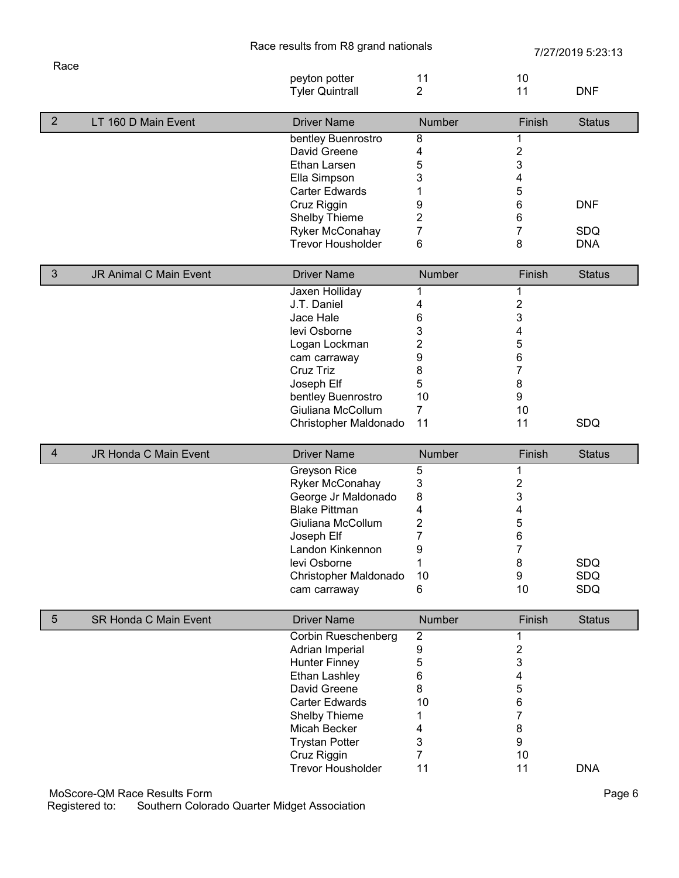Race results from R8 grand nationals

7/27/2019 5:23:13

| Race | | Driver Name | Number | Finish | Status |
|---|---|---|---|---|---|
| | | peyton potter | 11 | 10 | |
| | | Tyler Quintrall | 2 | 11 | DNF |

| 2 | LT 160 D Main Event | Driver Name | Number | Finish | Status |
|---|---|---|---|---|---|
| | | bentley Buenrostro | 8 | 1 | |
| | | David Greene | 4 | 2 | |
| | | Ethan Larsen | 5 | 3 | |
| | | Ella Simpson | 3 | 4 | |
| | | Carter Edwards | 1 | 5 | |
| | | Cruz Riggin | 9 | 6 | DNF |
| | | Shelby Thieme | 2 | 6 | |
| | | Ryker McConahay | 7 | 7 | SDQ |
| | | Trevor Housholder | 6 | 8 | DNA |

| 3 | JR Animal C Main Event | Driver Name | Number | Finish | Status |
|---|---|---|---|---|---|
| | | Jaxen Holliday | 1 | 1 | |
| | | J.T. Daniel | 4 | 2 | |
| | | Jace Hale | 6 | 3 | |
| | | levi Osborne | 3 | 4 | |
| | | Logan Lockman | 2 | 5 | |
| | | cam carraway | 9 | 6 | |
| | | Cruz Triz | 8 | 7 | |
| | | Joseph Elf | 5 | 8 | |
| | | bentley Buenrostro | 10 | 9 | |
| | | Giuliana McCollum | 7 | 10 | |
| | | Christopher Maldonado | 11 | 11 | SDQ |

| 4 | JR Honda C Main Event | Driver Name | Number | Finish | Status |
|---|---|---|---|---|---|
| | | Greyson Rice | 5 | 1 | |
| | | Ryker McConahay | 3 | 2 | |
| | | George Jr Maldonado | 8 | 3 | |
| | | Blake Pittman | 4 | 4 | |
| | | Giuliana McCollum | 2 | 5 | |
| | | Joseph Elf | 7 | 6 | |
| | | Landon Kinkennon | 9 | 7 | |
| | | levi Osborne | 1 | 8 | SDQ |
| | | Christopher Maldonado | 10 | 9 | SDQ |
| | | cam carraway | 6 | 10 | SDQ |

| 5 | SR Honda C Main Event | Driver Name | Number | Finish | Status |
|---|---|---|---|---|---|
| | | Corbin Rueschenberg | 2 | 1 | |
| | | Adrian Imperial | 9 | 2 | |
| | | Hunter Finney | 5 | 3 | |
| | | Ethan Lashley | 6 | 4 | |
| | | David Greene | 8 | 5 | |
| | | Carter Edwards | 10 | 6 | |
| | | Shelby Thieme | 1 | 7 | |
| | | Micah Becker | 4 | 8 | |
| | | Trystan Potter | 3 | 9 | |
| | | Cruz Riggin | 7 | 10 | |
| | | Trevor Housholder | 11 | 11 | DNA |

MoScore-QM Race Results Form
Registered to: Southern Colorado Quarter Midget Association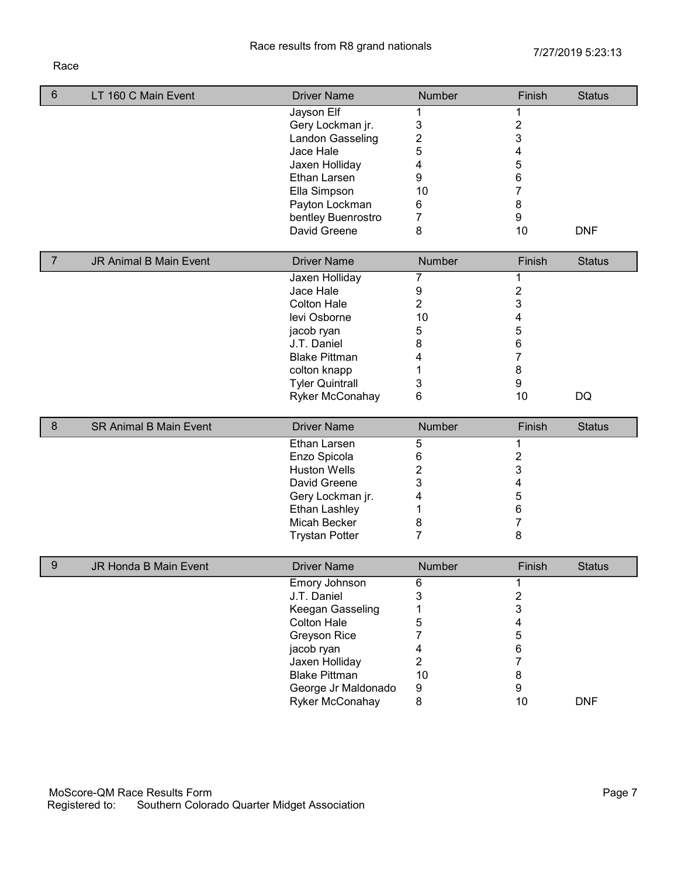Race results from R8 grand nationals

7/27/2019 5:23:13

Race

| 6 | LT 160 C Main Event | Driver Name | Number | Finish | Status |
|---|---|---|---|---|---|
| | | Jayson Elf | 1 | 1 | |
| | | Gery Lockman jr. | 3 | 2 | |
| | | Landon Gasseling | 2 | 3 | |
| | | Jace Hale | 5 | 4 | |
| | | Jaxen Holliday | 4 | 5 | |
| | | Ethan Larsen | 9 | 6 | |
| | | Ella Simpson | 10 | 7 | |
| | | Payton Lockman | 6 | 8 | |
| | | bentley Buenrostro | 7 | 9 | |
| | | David Greene | 8 | 10 | DNF |

| 7 | JR Animal B Main Event | Driver Name | Number | Finish | Status |
|---|---|---|---|---|---|
| | | Jaxen Holliday | 7 | 1 | |
| | | Jace Hale | 9 | 2 | |
| | | Colton Hale | 2 | 3 | |
| | | levi Osborne | 10 | 4 | |
| | | jacob ryan | 5 | 5 | |
| | | J.T. Daniel | 8 | 6 | |
| | | Blake Pittman | 4 | 7 | |
| | | colton knapp | 1 | 8 | |
| | | Tyler Quintrall | 3 | 9 | |
| | | Ryker McConahay | 6 | 10 | DQ |

| 8 | SR Animal B Main Event | Driver Name | Number | Finish | Status |
|---|---|---|---|---|---|
| | | Ethan Larsen | 5 | 1 | |
| | | Enzo Spicola | 6 | 2 | |
| | | Huston Wells | 2 | 3 | |
| | | David Greene | 3 | 4 | |
| | | Gery Lockman jr. | 4 | 5 | |
| | | Ethan Lashley | 1 | 6 | |
| | | Micah Becker | 8 | 7 | |
| | | Trystan Potter | 7 | 8 | |

| 9 | JR Honda B Main Event | Driver Name | Number | Finish | Status |
|---|---|---|---|---|---|
| | | Emory Johnson | 6 | 1 | |
| | | J.T. Daniel | 3 | 2 | |
| | | Keegan Gasseling | 1 | 3 | |
| | | Colton Hale | 5 | 4 | |
| | | Greyson Rice | 7 | 5 | |
| | | jacob ryan | 4 | 6 | |
| | | Jaxen Holliday | 2 | 7 | |
| | | Blake Pittman | 10 | 8 | |
| | | George Jr Maldonado | 9 | 9 | |
| | | Ryker McConahay | 8 | 10 | DNF |

MoScore-QM Race Results Form
Registered to: Southern Colorado Quarter Midget Association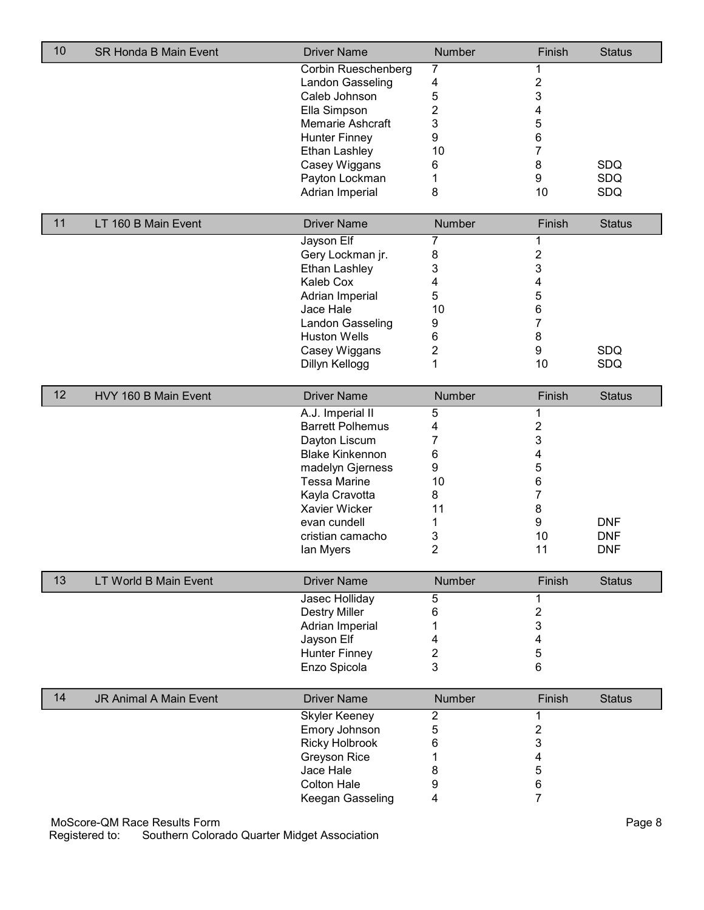| 10 | SR Honda B Main Event | Driver Name | Number | Finish | Status |
|---|---|---|---|---|---|
| | | Corbin Rueschenberg | 7 | 1 | |
| | | Landon Gasseling | 4 | 2 | |
| | | Caleb Johnson | 5 | 3 | |
| | | Ella Simpson | 2 | 4 | |
| | | Memarie Ashcraft | 3 | 5 | |
| | | Hunter Finney | 9 | 6 | |
| | | Ethan Lashley | 10 | 7 | |
| | | Casey Wiggans | 6 | 8 | SDQ |
| | | Payton Lockman | 1 | 9 | SDQ |
| | | Adrian Imperial | 8 | 10 | SDQ |

| 11 | LT 160 B Main Event | Driver Name | Number | Finish | Status |
|---|---|---|---|---|---|
| | | Jayson Elf | 7 | 1 | |
| | | Gery Lockman jr. | 8 | 2 | |
| | | Ethan Lashley | 3 | 3 | |
| | | Kaleb Cox | 4 | 4 | |
| | | Adrian Imperial | 5 | 5 | |
| | | Jace Hale | 10 | 6 | |
| | | Landon Gasseling | 9 | 7 | |
| | | Huston Wells | 6 | 8 | |
| | | Casey Wiggans | 2 | 9 | SDQ |
| | | Dillyn Kellogg | 1 | 10 | SDQ |

| 12 | HVY 160 B Main Event | Driver Name | Number | Finish | Status |
|---|---|---|---|---|---|
| | | A.J. Imperial II | 5 | 1 | |
| | | Barrett Polhemus | 4 | 2 | |
| | | Dayton Liscum | 7 | 3 | |
| | | Blake Kinkennon | 6 | 4 | |
| | | madelyn Gjerness | 9 | 5 | |
| | | Tessa Marine | 10 | 6 | |
| | | Kayla Cravotta | 8 | 7 | |
| | | Xavier Wicker | 11 | 8 | |
| | | evan cundell | 1 | 9 | DNF |
| | | cristian camacho | 3 | 10 | DNF |
| | | Ian Myers | 2 | 11 | DNF |

| 13 | LT World B Main Event | Driver Name | Number | Finish | Status |
|---|---|---|---|---|---|
| | | Jasec Holliday | 5 | 1 | |
| | | Destry Miller | 6 | 2 | |
| | | Adrian Imperial | 1 | 3 | |
| | | Jayson Elf | 4 | 4 | |
| | | Hunter Finney | 2 | 5 | |
| | | Enzo Spicola | 3 | 6 | |

| 14 | JR Animal A Main Event | Driver Name | Number | Finish | Status |
|---|---|---|---|---|---|
| | | Skyler Keeney | 2 | 1 | |
| | | Emory Johnson | 5 | 2 | |
| | | Ricky Holbrook | 6 | 3 | |
| | | Greyson Rice | 1 | 4 | |
| | | Jace Hale | 8 | 5 | |
| | | Colton Hale | 9 | 6 | |
| | | Keegan Gasseling | 4 | 7 | |

MoScore-QM Race Results Form
Registered to: Southern Colorado Quarter Midget Association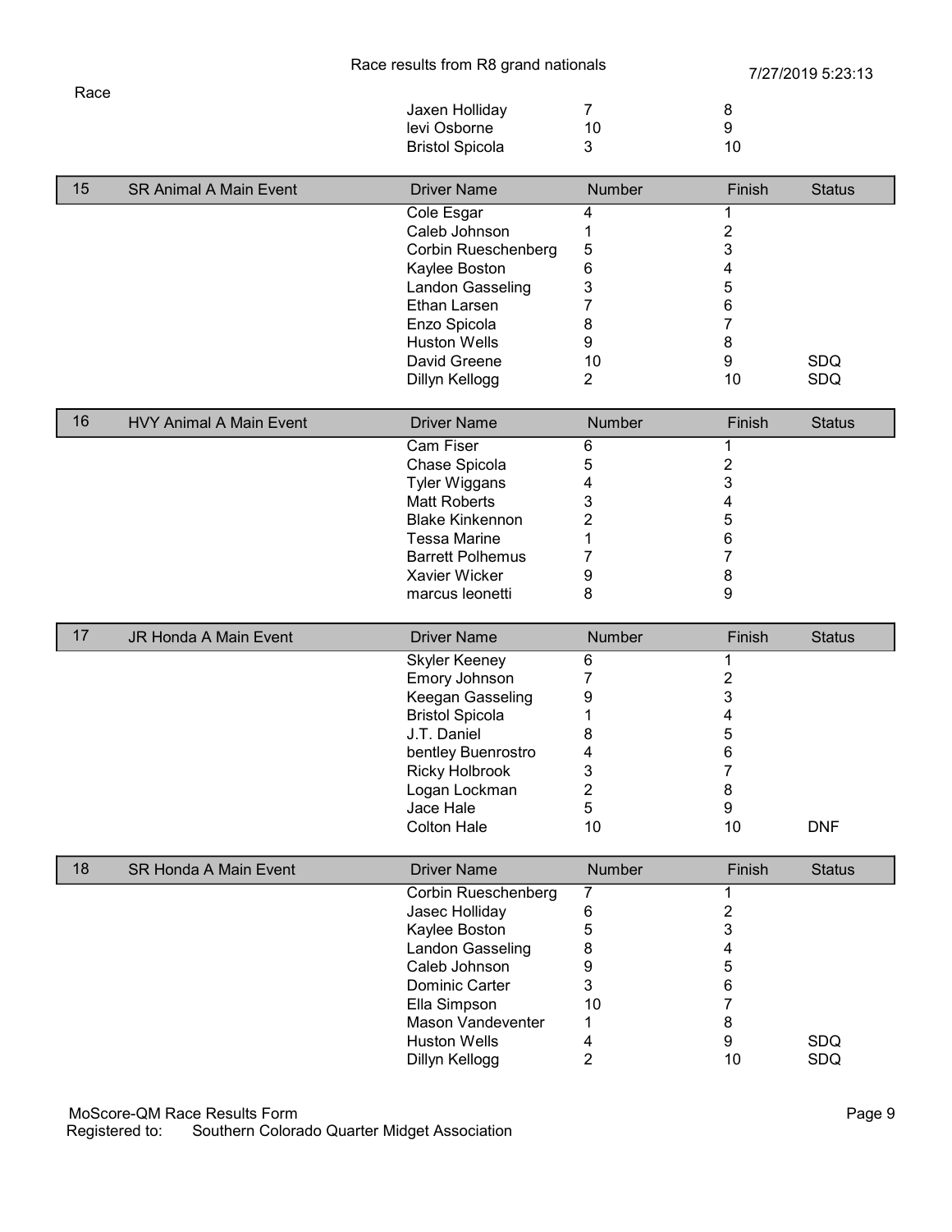| Race | | Driver Name | Number | Finish | Status |
|---|---|---|---|---|---|
| | | Jaxen Holliday | 7 | 8 | |
| | | levi Osborne | 10 | 9 | |
| | | Bristol Spicola | 3 | 10 | |

| 15 | SR Animal A Main Event | Driver Name | Number | Finish | Status |
|---|---|---|---|---|---|
| | | Cole Esgar | 4 | 1 | |
| | | Caleb Johnson | 1 | 2 | |
| | | Corbin Rueschenberg | 5 | 3 | |
| | | Kaylee Boston | 6 | 4 | |
| | | Landon Gasseling | 3 | 5 | |
| | | Ethan Larsen | 7 | 6 | |
| | | Enzo Spicola | 8 | 7 | |
| | | Huston Wells | 9 | 8 | |
| | | David Greene | 10 | 9 | SDQ |
| | | Dillyn Kellogg | 2 | 10 | SDQ |

| 16 | HVY Animal A Main Event | Driver Name | Number | Finish | Status |
|---|---|---|---|---|---|
| | | Cam Fiser | 6 | 1 | |
| | | Chase Spicola | 5 | 2 | |
| | | Tyler Wiggans | 4 | 3 | |
| | | Matt Roberts | 3 | 4 | |
| | | Blake Kinkennon | 2 | 5 | |
| | | Tessa Marine | 1 | 6 | |
| | | Barrett Polhemus | 7 | 7 | |
| | | Xavier Wicker | 9 | 8 | |
| | | marcus leonetti | 8 | 9 | |

| 17 | JR Honda A Main Event | Driver Name | Number | Finish | Status |
|---|---|---|---|---|---|
| | | Skyler Keeney | 6 | 1 | |
| | | Emory Johnson | 7 | 2 | |
| | | Keegan Gasseling | 9 | 3 | |
| | | Bristol Spicola | 1 | 4 | |
| | | J.T. Daniel | 8 | 5 | |
| | | bentley Buenrostro | 4 | 6 | |
| | | Ricky Holbrook | 3 | 7 | |
| | | Logan Lockman | 2 | 8 | |
| | | Jace Hale | 5 | 9 | |
| | | Colton Hale | 10 | 10 | DNF |

| 18 | SR Honda A Main Event | Driver Name | Number | Finish | Status |
|---|---|---|---|---|---|
| | | Corbin Rueschenberg | 7 | 1 | |
| | | Jasec Holliday | 6 | 2 | |
| | | Kaylee Boston | 5 | 3 | |
| | | Landon Gasseling | 8 | 4 | |
| | | Caleb Johnson | 9 | 5 | |
| | | Dominic Carter | 3 | 6 | |
| | | Ella Simpson | 10 | 7 | |
| | | Mason Vandeventer | 1 | 8 | |
| | | Huston Wells | 4 | 9 | SDQ |
| | | Dillyn Kellogg | 2 | 10 | SDQ |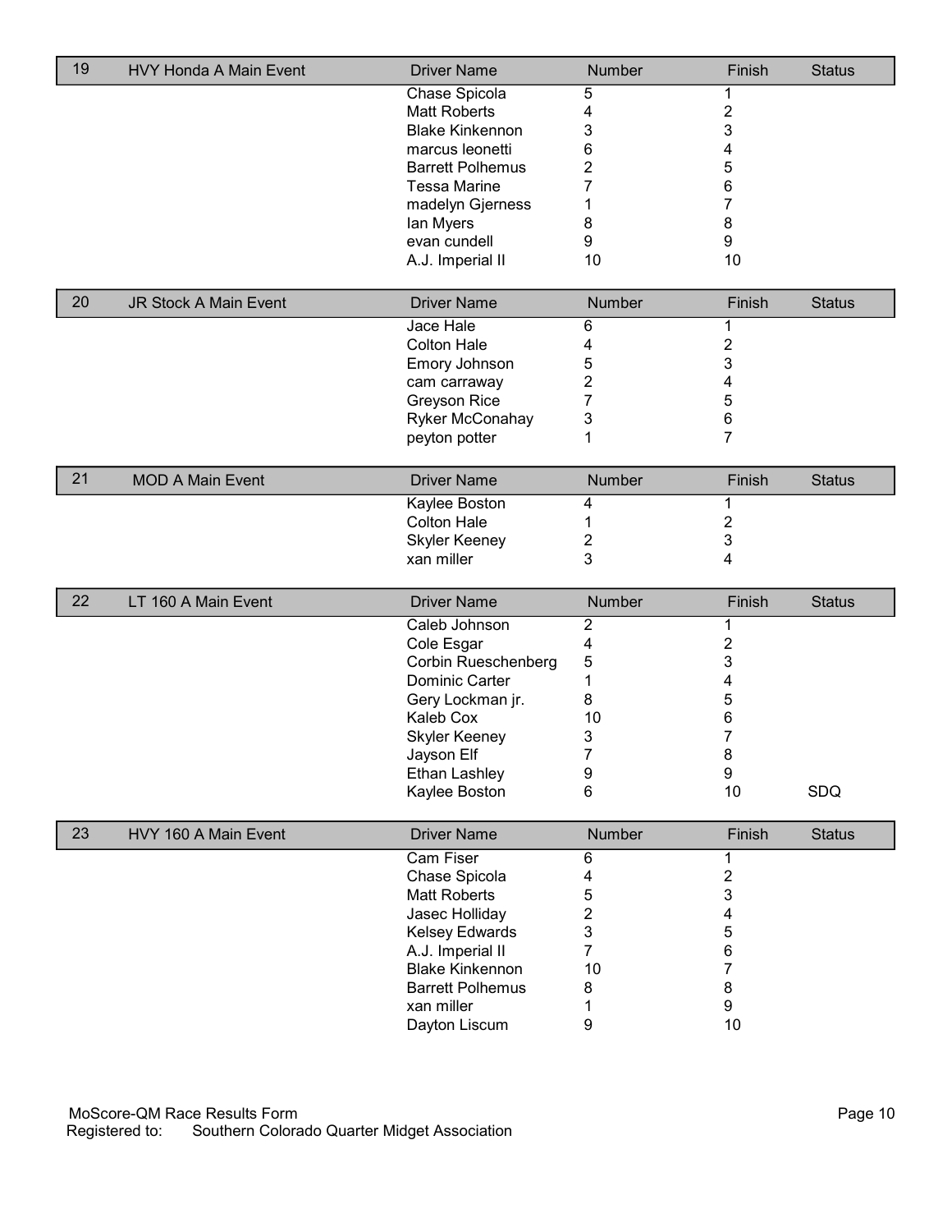| 19 | HVY Honda A Main Event | Driver Name | Number | Finish | Status |
|---|---|---|---|---|---|
| | | Chase Spicola | 5 | 1 | |
| | | Matt Roberts | 4 | 2 | |
| | | Blake Kinkennon | 3 | 3 | |
| | | marcus leonetti | 6 | 4 | |
| | | Barrett Polhemus | 2 | 5 | |
| | | Tessa Marine | 7 | 6 | |
| | | madelyn Gjerness | 1 | 7 | |
| | | Ian Myers | 8 | 8 | |
| | | evan cundell | 9 | 9 | |
| | | A.J. Imperial II | 10 | 10 | |

| 20 | JR Stock A Main Event | Driver Name | Number | Finish | Status |
|---|---|---|---|---|---|
| | | Jace Hale | 6 | 1 | |
| | | Colton Hale | 4 | 2 | |
| | | Emory Johnson | 5 | 3 | |
| | | cam carraway | 2 | 4 | |
| | | Greyson Rice | 7 | 5 | |
| | | Ryker McConahay | 3 | 6 | |
| | | peyton potter | 1 | 7 | |

| 21 | MOD A Main Event | Driver Name | Number | Finish | Status |
|---|---|---|---|---|---|
| | | Kaylee Boston | 4 | 1 | |
| | | Colton Hale | 1 | 2 | |
| | | Skyler Keeney | 2 | 3 | |
| | | xan miller | 3 | 4 | |

| 22 | LT 160 A Main Event | Driver Name | Number | Finish | Status |
|---|---|---|---|---|---|
| | | Caleb Johnson | 2 | 1 | |
| | | Cole Esgar | 4 | 2 | |
| | | Corbin Rueschenberg | 5 | 3 | |
| | | Dominic Carter | 1 | 4 | |
| | | Gery Lockman jr. | 8 | 5 | |
| | | Kaleb Cox | 10 | 6 | |
| | | Skyler Keeney | 3 | 7 | |
| | | Jayson Elf | 7 | 8 | |
| | | Ethan Lashley | 9 | 9 | |
| | | Kaylee Boston | 6 | 10 | SDQ |

| 23 | HVY 160 A Main Event | Driver Name | Number | Finish | Status |
|---|---|---|---|---|---|
| | | Cam Fiser | 6 | 1 | |
| | | Chase Spicola | 4 | 2 | |
| | | Matt Roberts | 5 | 3 | |
| | | Jasec Holliday | 2 | 4 | |
| | | Kelsey Edwards | 3 | 5 | |
| | | A.J. Imperial II | 7 | 6 | |
| | | Blake Kinkennon | 10 | 7 | |
| | | Barrett Polhemus | 8 | 8 | |
| | | xan miller | 1 | 9 | |
| | | Dayton Liscum | 9 | 10 | |

MoScore-QM Race Results Form
Registered to: Southern Colorado Quarter Midget Association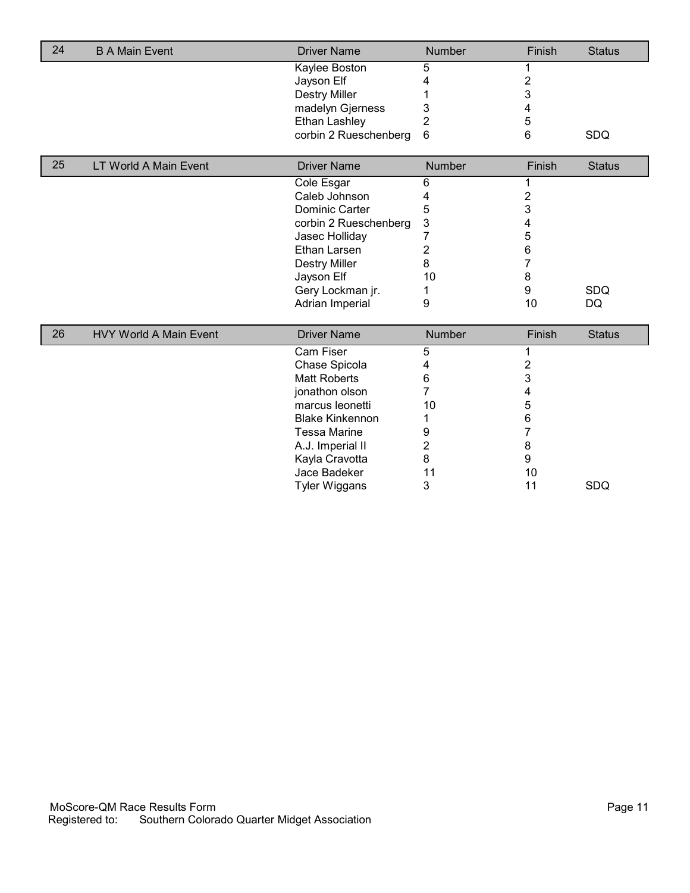| 24 | B A Main Event | Driver Name | Number | Finish | Status |
|---|---|---|---|---|---|
| | | Kaylee Boston | 5 | 1 | |
| | | Jayson Elf | 4 | 2 | |
| | | Destry Miller | 1 | 3 | |
| | | madelyn Gjerness | 3 | 4 | |
| | | Ethan Lashley | 2 | 5 | |
| | | corbin 2 Rueschenberg | 6 | 6 | SDQ |

| 25 | LT World A Main Event | Driver Name | Number | Finish | Status |
|---|---|---|---|---|---|
| | | Cole Esgar | 6 | 1 | |
| | | Caleb Johnson | 4 | 2 | |
| | | Dominic Carter | 5 | 3 | |
| | | corbin 2 Rueschenberg | 3 | 4 | |
| | | Jasec Holliday | 7 | 5 | |
| | | Ethan Larsen | 2 | 6 | |
| | | Destry Miller | 8 | 7 | |
| | | Jayson Elf | 10 | 8 | |
| | | Gery Lockman jr. | 1 | 9 | SDQ |
| | | Adrian Imperial | 9 | 10 | DQ |

| 26 | HVY World A Main Event | Driver Name | Number | Finish | Status |
|---|---|---|---|---|---|
| | | Cam Fiser | 5 | 1 | |
| | | Chase Spicola | 4 | 2 | |
| | | Matt Roberts | 6 | 3 | |
| | | jonathon olson | 7 | 4 | |
| | | marcus leonetti | 10 | 5 | |
| | | Blake Kinkennon | 1 | 6 | |
| | | Tessa Marine | 9 | 7 | |
| | | A.J. Imperial II | 2 | 8 | |
| | | Kayla Cravotta | 8 | 9 | |
| | | Jace Badeker | 11 | 10 | |
| | | Tyler Wiggans | 3 | 11 | SDQ |